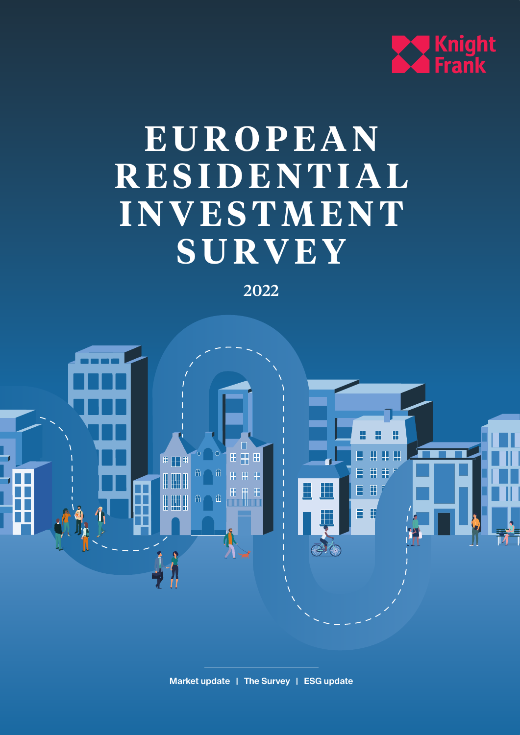Knight Frank

# EUROPEAN RESIDENTIAL INVESTMENT SURVEY

2022

Market update | The Survey | ESG update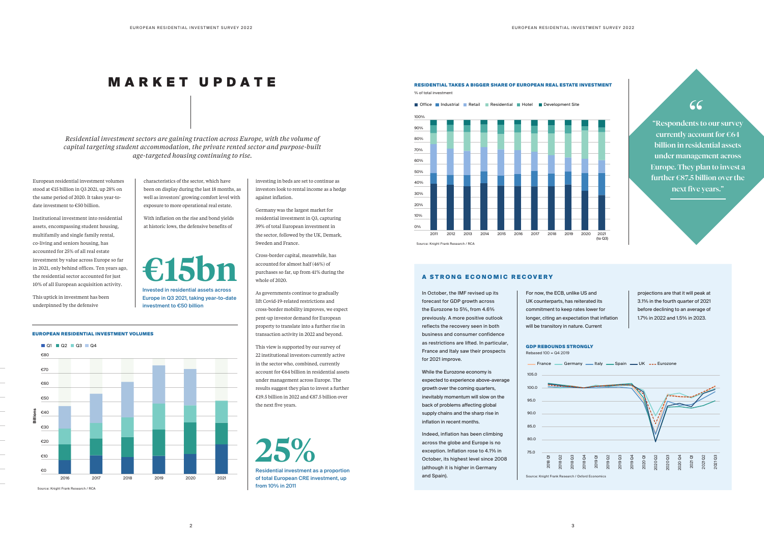# MARKET UPDATE

*Residential investment sectors are gaining traction across Europe, with the volume of capital targeting student accommodation, the private rented sector and purpose-built age-targeted housing continuing to rise.*

European residential investment volumes stood at €15 billion in Q3 2021, up 28% on the same period of 2020. It takes year-to-date investment to €50 billion.

Institutional investment into residential assets, encompassing student housing, multifamily and single family rental, co-living and seniors housing, has accounted for 25% of all real estate investment by value across Europe so far in 2021, only behind offices. Ten years ago, the residential sector accounted for just 10% of all European acquisition activity.

This uptick in investment has been underpinned by the defensive characteristics of the sector, which have been on display during the last 18 months, as well as investors' growing comfort level with exposure to more operational real estate.

With inflation on the rise and bond yields at historic lows, the defensive benefits of investing in beds are set to continue as investors look to rental income as a hedge against inflation.

**€15bn**

Invested in residential assets across Europe in Q3 2021, taking year-to-date investment to €50 billion

Germany was the largest market for residential investment in Q3, capturing 39% of total European investment in the sector, followed by the UK, Demark, Sweden and France.

Cross-border capital, meanwhile, has accounted for almost half (46%) of purchases so far, up from 41% during the whole of 2020.

As governments continue to gradually lift Covid-19-related restrictions and cross-border mobility improves, we expect pent-up investor demand for European property to translate into a further rise in transaction activity in 2022 and beyond.

This view is supported by our survey of 22 institutional investors currently active in the sector who, combined, currently account for €64 billion in residential assets under management across Europe. The results suggest they plan to invest a further €19.5 billion in 2022 and €87.5 billion over the next five years.

**25%**

Residential investment as a proportion of total European CRE investment, up from 10% in 2011

**EUROPEAN RESIDENTIAL INVESTMENT VOLUMES**

Q1 | Q2 | Q3 | Q4 (Billions, €0–€80; 2016–2021)

Source: Knight Frank Research / RCA

**RESIDENTIAL TAKES A BIGGER SHARE OF EUROPEAN REAL ESTATE INVESTMENT**

% of total investment

Office | Industrial | Retail | Residential | Hotel | Development Site (2011–2021 (to Q3))

Source: Knight Frank Research / RCA

> "Respondents to our survey currently account for €64 billion in residential assets under management across Europe. They plan to invest a further €87.5 billion over the next five years."

## A STRONG ECONOMIC RECOVERY

In October, the IMF revised up its forecast for GDP growth across the Eurozone to 5%, from 4.6% previously. A more positive outlook reflects the recovery seen in both business and consumer confidence as restrictions are lifted. In particular, France and Italy saw their prospects for 2021 improve.

While the Eurozone economy is expected to experience above-average growth over the coming quarters, inevitably momentum will slow on the back of problems affecting global supply chains and the sharp rise in inflation in recent months.

Indeed, inflation has been climbing across the globe and Europe is no exception. Inflation rose to 4.1% in October, its highest level since 2008 (although it is higher in Germany and Spain).

For now, the ECB, unlike US and UK counterparts, has reiterated its commitment to keep rates lower for longer, citing an expectation that inflation will be transitory in nature. Current projections are that it will peak at 3.1% in the fourth quarter of 2021 before declining to an average of 1.7% in 2022 and 1.5% in 2023.

**GDP REBOUNDS STRONGLY**

Rebased 100 = Q4 2019

France | Germany | Italy | Spain | UK | Eurozone (2018 Q1–2021 Q3)

Source: Knight Frank Research / Oxford Economics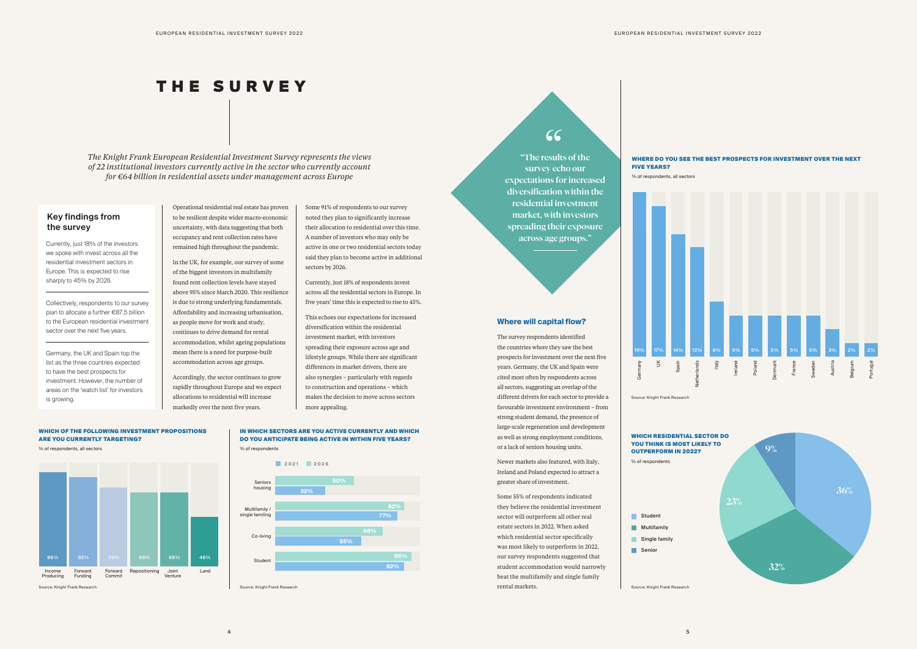# THE SURVEY

*The Knight Frank European Residential Investment Survey represents the views of 22 institutional investors currently active in the sector who currently account for €64 billion in residential assets under management across Europe*

## Key findings from the survey

Currently, just 18% of the investors we spoke with invest across all the residential investment sectors in Europe. This is expected to rise sharply to 45% by 2026.

Collectively, respondents to our survey plan to allocate a further €87.5 billion to the European residential investment sector over the next five years.

Germany, the UK and Spain top the list as the three countries expected to have the best prospects for investment. However, the number of areas on the 'watch list' for investors is growing.

Operational residential real estate has proven to be resilient despite wider macro-economic uncertainty, with data suggesting that both occupancy and rent collection rates have remained high throughout the pandemic.

In the UK, for example, our survey of some of the biggest investors in multifamily found rent collection levels have stayed above 95% since March 2020. This resilience is due to strong underlying fundamentals. Affordability and increasing urbanisation, as people move for work and study, continues to drive demand for rental accommodation, whilst ageing populations mean there is a need for purpose-built accommodation across age groups.

Accordingly, the sector continues to grow rapidly throughout Europe and we expect allocations to residential will increase markedly over the next five years.

Some 91% of respondents to our survey noted they plan to significantly increase their allocation to residential over this time. A number of investors who may only be active in one or two residential sectors today said they plan to become active in additional sectors by 2026.

Currently, just 18% of respondents invest across all the residential sectors in Europe. In five years' time this is expected to rise to 45%.

This echoes our expectations for increased diversification within the residential investment market, with investors spreading their exposure across age and lifestyle groups. While there are significant differences in market drivers, there are also synergies – particularly with regards to construction and operations – which makes the decision to move across sectors more appealing.

**WHICH OF THE FOLLOWING INVESTMENT PROPOSITIONS ARE YOU CURRENTLY TARGETING?**

% of respondents, all sectors

| Proposition | % |
|---|---|
| Income Producing | 86% |
| Forward Funding | 82% |
| Forward Commit | 73% |
| Repositioning | 68% |
| Joint Venture | 68% |
| Land | 46% |

Source: Knight Frank Research

**IN WHICH SECTORS ARE YOU ACTIVE CURRENTLY AND WHICH DO YOU ANTICIPATE BEING ACTIVE IN WITHIN FIVE YEARS?**

% of respondents

| Sector | 2021 | 2026 |
|---|---|---|
| Seniors housing | 32% | 50% |
| Multifamily / single familing | 77% | 82% |
| Co-living | 55% | 68% |
| Student | 82% | 86% |

Source: Knight Frank Research

> "The results of the survey echo our expectations for increased diversification within the residential investment market, with investors spreading their exposure across age groups."

## Where will capital flow?

The survey respondents identified the countries where they saw the best prospects for investment over the next five years. Germany, the UK and Spain were cited most often by respondents across all sectors, suggesting an overlap of the different drivers for each sector to provide a favourable investment environment – from strong student demand, the presence of large-scale regeneration and development as well as strong employment conditions, or a lack of seniors housing units.

Newer markets also featured, with Italy, Ireland and Poland expected to attract a greater share of investment.

Some 55% of respondents indicated they believe the residential investment sector will outperform all other real estate sectors in 2022. When asked which residential sector specifically was most likely to outperform in 2022, our survey respondents suggested that student accommodation would narrowly beat the multifamily and single family rental markets.

**WHERE DO YOU SEE THE BEST PROSPECTS FOR INVESTMENT OVER THE NEXT FIVE YEARS?**

% of respondents, all sectors

| Country | % |
|---|---|
| Germany | 19% |
| UK | 17% |
| Spain | 14% |
| Netherlands | 12% |
| Italy | 6% |
| Ireland | 5% |
| Poland | 5% |
| Denmark | 5% |
| France | 5% |
| Sweden | 5% |
| Austria | 3% |
| Belgium | 2% |
| Portugal | 2% |

Source: Knight Frank Research

**WHICH RESIDENTIAL SECTOR DO YOU THINK IS MOST LIKELY TO OUTPERFORM IN 2022?**

% of respondents

| Sector | % |
|---|---|
| Student | 36% |
| Multifamily | 32% |
| Single family | 23% |
| Senior | 9% |

Source: Knight Frank Research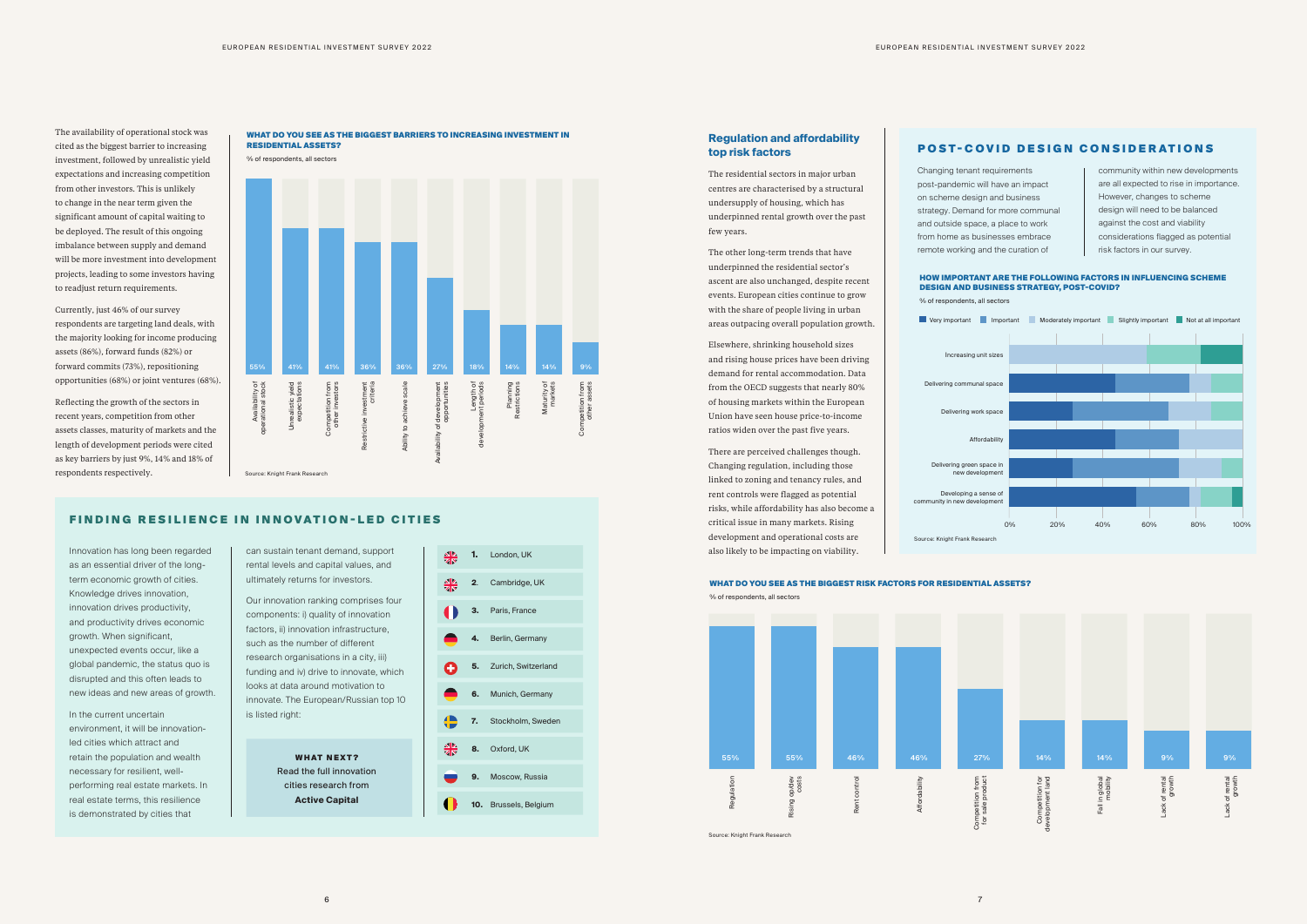The availability of operational stock was cited as the biggest barrier to increasing investment, followed by unrealistic yield expectations and increasing competition from other investors. This is unlikely to change in the near term given the significant amount of capital waiting to be deployed. The result of this ongoing imbalance between supply and demand will be more investment into development projects, leading to some investors having to readjust return requirements.

Currently, just 46% of our survey respondents are targeting land deals, with the majority looking for income producing assets (86%), forward funds (82%) or forward commits (73%), repositioning opportunities (68%) or joint ventures (68%).

Reflecting the growth of the sectors in recent years, competition from other assets classes, maturity of markets and the length of development periods were cited as key barriers by just 9%, 14% and 18% of respondents respectively.

**WHAT DO YOU SEE AS THE BIGGEST BARRIERS TO INCREASING INVESTMENT IN RESIDENTIAL ASSETS?**

% of respondents, all sectors

| Barrier | % |
|---|---|
| Availability of operational stock | 55% |
| Unrealistic yield expectations | 41% |
| Competition from other investors | 41% |
| Restrictive investment criteria | 36% |
| Ability to achieve scale | 36% |
| Availability of development opportunities | 27% |
| Length of development periods | 18% |
| Planning Restrictions | 14% |
| Maturity of markets | 14% |
| Competition from other assets | 9% |

Source: Knight Frank Research

## FINDING RESILIENCE IN INNOVATION-LED CITIES

Innovation has long been regarded as an essential driver of the long-term economic growth of cities. Knowledge drives innovation, innovation drives productivity, and productivity drives economic growth. When significant, unexpected events occur, like a global pandemic, the status quo is disrupted and this often leads to new ideas and new areas of growth.

In the current uncertain environment, it will be innovation-led cities which attract and retain the population and wealth necessary for resilient, well-performing real estate markets. In real estate terms, this resilience is demonstrated by cities that can sustain tenant demand, support rental levels and capital values, and ultimately returns for investors.

Our innovation ranking comprises four components: i) quality of innovation factors, ii) innovation infrastructure, such as the number of different research organisations in a city, iii) funding and iv) drive to innovate, which looks at data around motivation to innovate. The European/Russian top 10 is listed right:

**WHAT NEXT?**
Read the full innovation cities research from **Active Capital**

| Rank | City |
|---|---|
| 1. | London, UK |
| 2. | Cambridge, UK |
| 3. | Paris, France |
| 4. | Berlin, Germany |
| 5. | Zurich, Switzerland |
| 6. | Munich, Germany |
| 7. | Stockholm, Sweden |
| 8. | Oxford, UK |
| 9. | Moscow, Russia |
| 10. | Brussels, Belgium |

## Regulation and affordability top risk factors

The residential sectors in major urban centres are characterised by a structural undersupply of housing, which has underpinned rental growth over the past few years.

The other long-term trends that have underpinned the residential sector's ascent are also unchanged, despite recent events. European cities continue to grow with the share of people living in urban areas outpacing overall population growth.

Elsewhere, shrinking household sizes and rising house prices have been driving demand for rental accommodation. Data from the OECD suggests that nearly 80% of housing markets within the European Union have seen house price-to-income ratios widen over the past five years.

There are perceived challenges though. Changing regulation, including those linked to zoning and tenancy rules, and rent controls were flagged as potential risks, while affordability has also become a critical issue in many markets. Rising development and operational costs are also likely to be impacting on viability.

## POST-COVID DESIGN CONSIDERATIONS

Changing tenant requirements post-pandemic will have an impact on scheme design and business strategy. Demand for more communal and outside space, a place to work from home as businesses embrace remote working and the curation of community within new developments are all expected to rise in importance. However, changes to scheme design will need to be balanced against the cost and viability considerations flagged as potential risk factors in our survey.

**HOW IMPORTANT ARE THE FOLLOWING FACTORS IN INFLUENCING SCHEME DESIGN AND BUSINESS STRATEGY, POST-COVID?**

% of respondents, all sectors

Very important / Important / Moderately important / Slightly important / Not at all important

Factors: Increasing unit sizes; Delivering communal space; Delivering work space; Affordability; Delivering green space in new development; Developing a sense of community in new development

0% 20% 40% 60% 80% 100%

Source: Knight Frank Research

**WHAT DO YOU SEE AS THE BIGGEST RISK FACTORS FOR RESIDENTIAL ASSETS?**

% of respondents, all sectors

| Risk factor | % |
|---|---|
| Regulation | 55% |
| Rising op/dev costs | 55% |
| Rent control | 46% |
| Affordability | 46% |
| Competition from for sale product | 27% |
| Competition for development land | 14% |
| Fall in global mobility | 14% |
| Lack of rental growth | 9% |
| Lack of rental growth | 9% |

Source: Knight Frank Research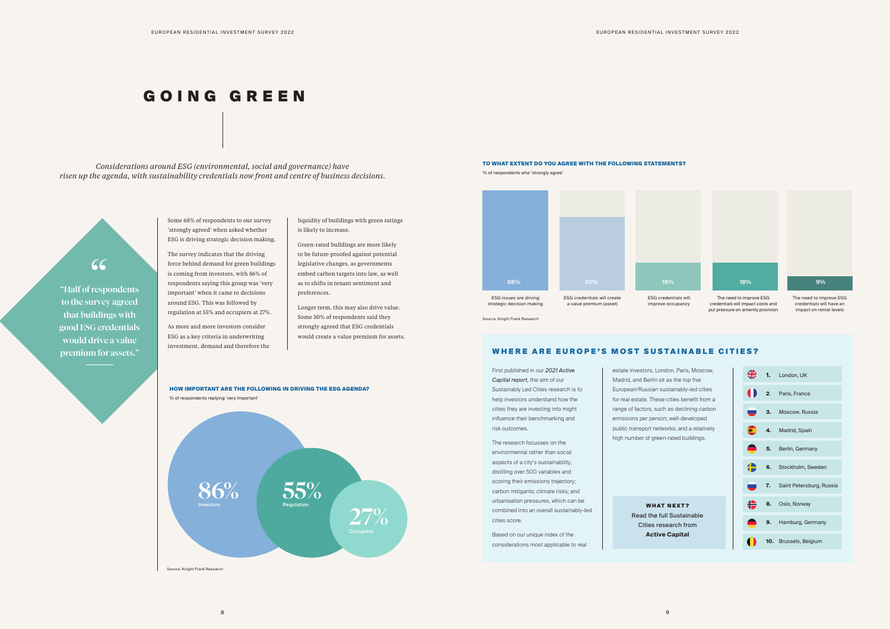# GOING GREEN

*Considerations around ESG (environmental, social and governance) have risen up the agenda, with sustainability credentials now front and centre of business decisions.*

> "Half of respondents to the survey agreed that buildings with good ESG credentials would drive a value premium for assets."

Some 68% of respondents to our survey 'strongly agreed' when asked whether ESG is driving strategic decision making.

The survey indicates that the driving force behind demand for green buildings is coming from investors, with 86% of respondents saying this group was 'very important' when it came to decisions around ESG. This was followed by regulation at 55% and occupiers at 27%.

As more and more investors consider ESG as a key criteria in underwriting investment, demand and therefore the liquidity of buildings with green ratings is likely to increase.

Green-rated buildings are more likely to be future-proofed against potential legislative changes, as governments embed carbon targets into law, as well as to shifts in tenant sentiment and preferences.

Longer term, this may also drive value. Some 50% of respondents said they strongly agreed that ESG credentials would create a value premium for assets.

**HOW IMPORTANT ARE THE FOLLOWING IN DRIVING THE ESG AGENDA?**

% of respondents replying 'very important'

| Driver | % |
| --- | --- |
| Investors | 86% |
| Regulation | 55% |
| Occupiers | 27% |

Source: Knight Frank Research

**TO WHAT EXTENT DO YOU AGREE WITH THE FOLLOWING STATEMENTS?**

% of respondents who 'strongly agree'

| Statement | % |
| --- | --- |
| ESG issues are driving strategic decision making | 68% |
| ESG credentials will create a value premium (asset) | 50% |
| ESG credentials will improve occupancy | 18% |
| The need to improve ESG credentials will impact costs and put pressure on amenity provision | 18% |
| The need to improve ESG credentials will have an impact on rental levels | 9% |

Source: Knight Frank Research

## WHERE ARE EUROPE'S MOST SUSTAINABLE CITIES?

First published in our *2021 Active Capital report,* the aim of our Sustainably Led Cities research is to help investors understand how the cities they are investing into might influence their benchmarking and risk outcomes.

The research focusses on the environmental rather than social aspects of a city's sustainability, distilling over 500 variables and scoring their emissions trajectory; carbon mitigants; climate risks; and urbanisation pressures, which can be combined into an overall sustainably-led cities score.

Based on our unique index of the considerations most applicable to real estate investors, London, Paris, Moscow, Madrid, and Berlin sit as the top five European/Russian sustainably-led cities for real estate. These cities benefit from a range of factors, such as declining carbon emissions per person; well-developed public transport networks; and a relatively high number of green-rated buildings.

**WHAT NEXT?**
Read the full Sustainable Cities research from **Active Capital**

1. London, UK
2. Paris, France
3. Moscow, Russia
4. Madrid, Spain
5. Berlin, Germany
6. Stockholm, Sweden
7. Saint Petersburg, Russia
8. Oslo, Norway
9. Hamburg, Germany
10. Brussels, Belgium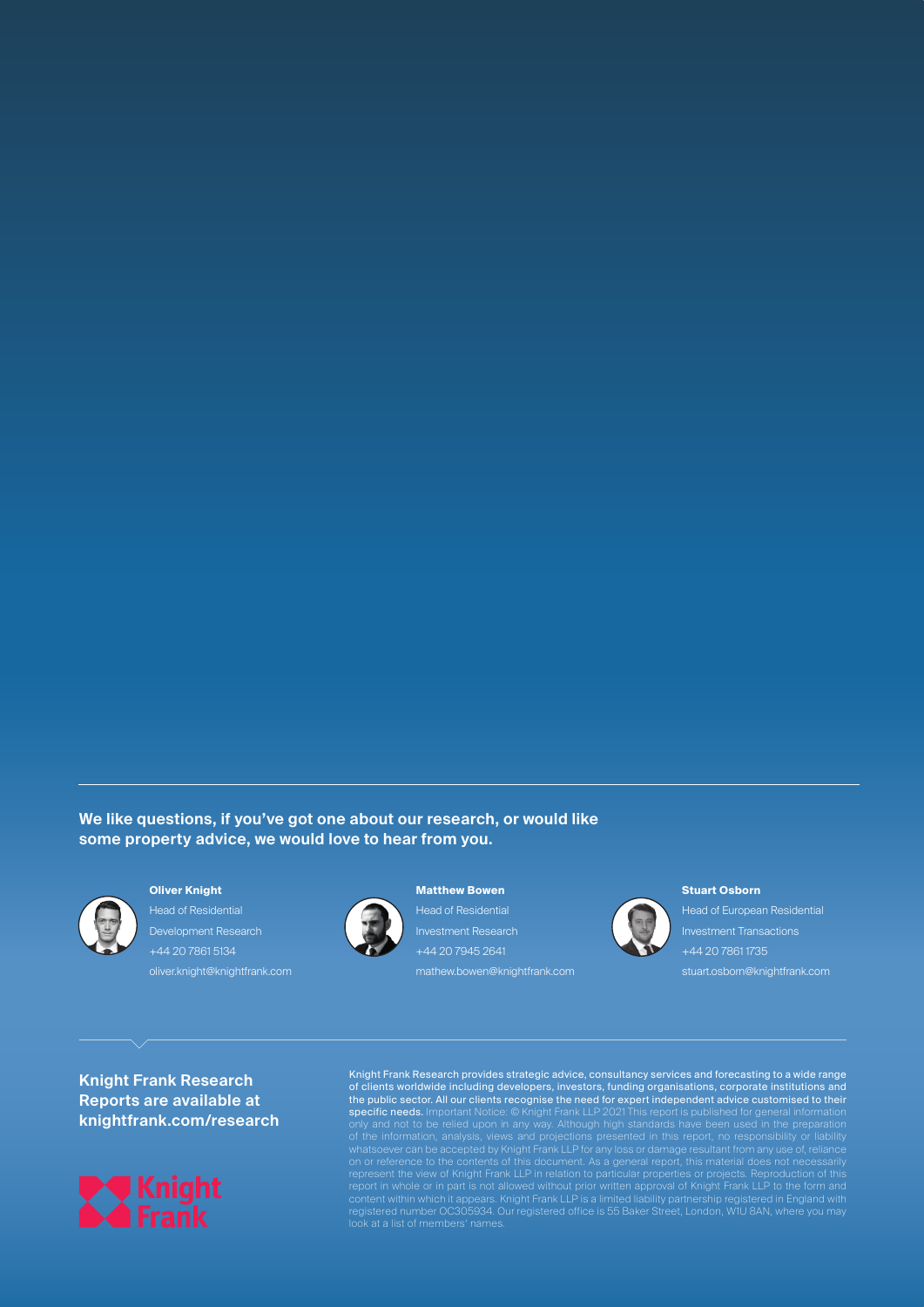**We like questions, if you've got one about our research, or would like some property advice, we would love to hear from you.**

**Oliver Knight**
Head of Residential Development Research
+44 20 7861 5134
oliver.knight@knightfrank.com

**Matthew Bowen**
Head of Residential Investment Research
+44 20 7945 2641
mathew.bowen@knightfrank.com

**Stuart Osborn**
Head of European Residential Investment Transactions
+44 20 7861 1735
stuart.osborn@knightfrank.com

**Knight Frank Research Reports are available at knightfrank.com/research**

Knight Frank

Knight Frank Research provides strategic advice, consultancy services and forecasting to a wide range of clients worldwide including developers, investors, funding organisations, corporate institutions and the public sector. All our clients recognise the need for expert independent advice customised to their specific needs. Important Notice: © Knight Frank LLP 2021 This report is published for general information only and not to be relied upon in any way. Although high standards have been used in the preparation of the information, analysis, views and projections presented in this report, no responsibility or liability whatsoever can be accepted by Knight Frank LLP for any loss or damage resultant from any use of, reliance on or reference to the contents of this document. As a general report, this material does not necessarily represent the view of Knight Frank LLP in relation to particular properties or projects. Reproduction of this report in whole or in part is not allowed without prior written approval of Knight Frank LLP to the form and content within which it appears. Knight Frank LLP is a limited liability partnership registered in England with registered number OC305934. Our registered office is 55 Baker Street, London, W1U 8AN, where you may look at a list of members' names.